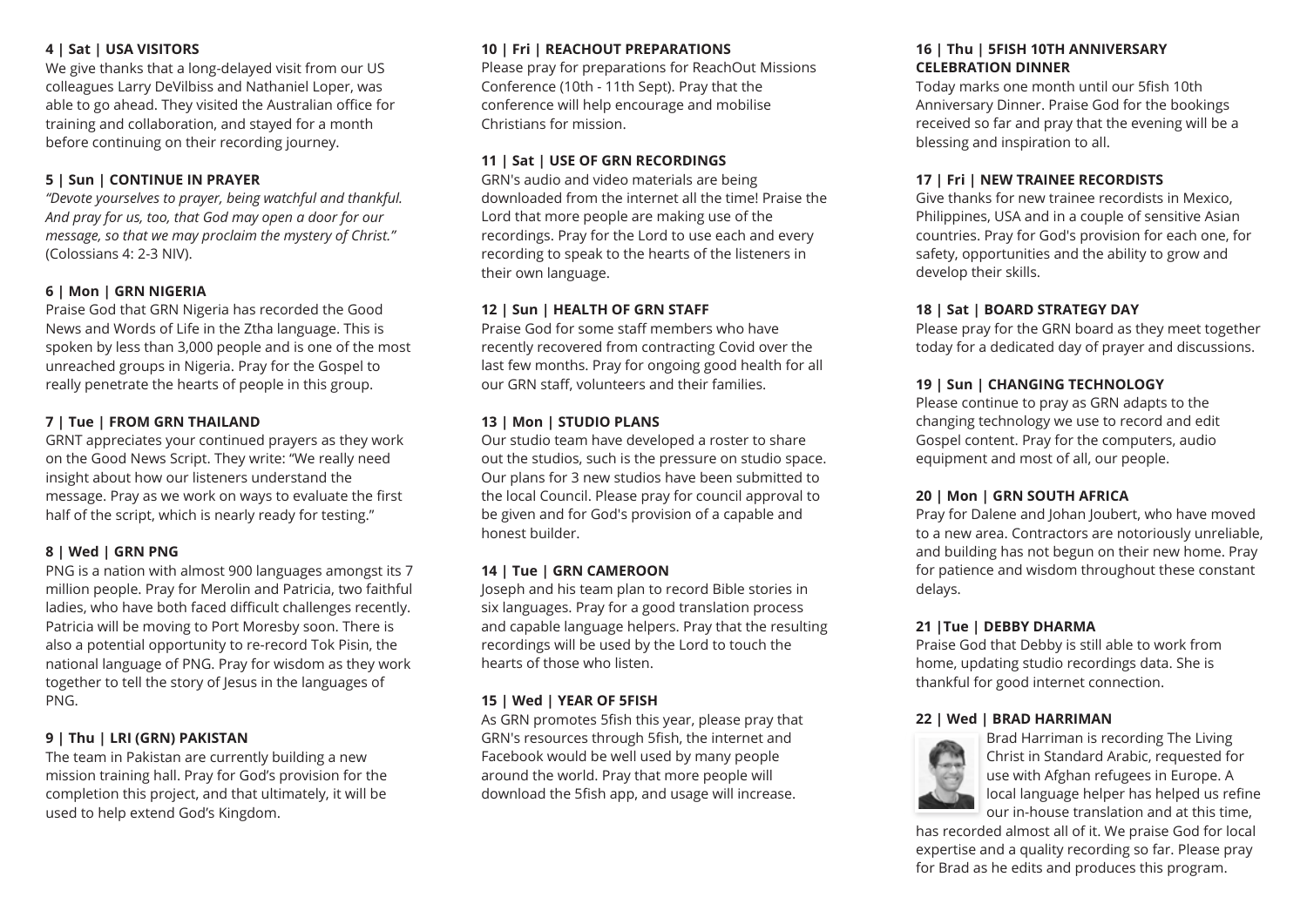**4 | Sat | USA VISITORS**

We give thanks that a long-delayed visit from our US colleagues Larry DeVilbiss and Nathaniel Loper, was able to go ahead. They visited the Australian office for training and collaboration, and stayed for a month before continuing on their recording journey.

**5 | Sun | CONTINUE IN PRAYER**

*"Devote yourselves to prayer, being watchful and thankful. And pray for us, too, that God may open a door for our message, so that we may proclaim the mystery of Christ."* (Colossians 4: 2-3 NIV).

**6 | Mon | GRN NIGERIA**

Praise God that GRN Nigeria has recorded the Good News and Words of Life in the Ztha language. This is spoken by less than 3,000 people and is one of the most unreached groups in Nigeria. Pray for the Gospel to really penetrate the hearts of people in this group.

**7 | Tue | FROM GRN THAILAND**

GRNT appreciates your continued prayers as they work on the Good News Script. They write: "We really need insight about how our listeners understand the message. Pray as we work on ways to evaluate the first half of the script, which is nearly ready for testing."

**8 | Wed | GRN PNG**

PNG is a nation with almost 900 languages amongst its 7 million people. Pray for Merolin and Patricia, two faithful ladies, who have both faced difficult challenges recently. Patricia will be moving to Port Moresby soon. There is also a potential opportunity to re-record Tok Pisin, the national language of PNG. Pray for wisdom as they work together to tell the story of Jesus in the languages of PNG.

**9 | Thu | LRI (GRN) PAKISTAN**

The team in Pakistan are currently building a new mission training hall. Pray for God's provision for the completion this project, and that ultimately, it will be used to help extend God's Kingdom.

**10 | Fri | REACHOUT PREPARATIONS**

Please pray for preparations for ReachOut Missions Conference (10th - 11th Sept). Pray that the conference will help encourage and mobilise Christians for mission.

**11 | Sat | USE OF GRN RECORDINGS**

GRN's audio and video materials are being downloaded from the internet all the time! Praise the Lord that more people are making use of the recordings. Pray for the Lord to use each and every recording to speak to the hearts of the listeners in their own language.

**12 | Sun | HEALTH OF GRN STAFF**

Praise God for some staff members who have recently recovered from contracting Covid over the last few months. Pray for ongoing good health for all our GRN staff, volunteers and their families.

**13 | Mon | STUDIO PLANS**

Our studio team have developed a roster to share out the studios, such is the pressure on studio space. Our plans for 3 new studios have been submitted to the local Council. Please pray for council approval to be given and for God's provision of a capable and honest builder.

**14 | Tue | GRN CAMEROON**

Joseph and his team plan to record Bible stories in six languages. Pray for a good translation process and capable language helpers. Pray that the resulting recordings will be used by the Lord to touch the hearts of those who listen.

**15 | Wed | YEAR OF 5FISH**

As GRN promotes 5fish this year, please pray that GRN's resources through 5fish, the internet and Facebook would be well used by many people around the world. Pray that more people will download the 5fish app, and usage will increase.

**16 | Thu | 5FISH 10TH ANNIVERSARY CELEBRATION DINNER**

Today marks one month until our 5fish 10th Anniversary Dinner. Praise God for the bookings received so far and pray that the evening will be a blessing and inspiration to all.

**17 | Fri | NEW TRAINEE RECORDISTS**

Give thanks for new trainee recordists in Mexico, Philippines, USA and in a couple of sensitive Asian countries. Pray for God's provision for each one, for safety, opportunities and the ability to grow and develop their skills.

**18 | Sat | BOARD STRATEGY DAY**

Please pray for the GRN board as they meet together today for a dedicated day of prayer and discussions.

**19 | Sun | CHANGING TECHNOLOGY**

Please continue to pray as GRN adapts to the changing technology we use to record and edit Gospel content. Pray for the computers, audio equipment and most of all, our people.

**20 | Mon | GRN SOUTH AFRICA**

Pray for Dalene and Johan Joubert, who have moved to a new area. Contractors are notoriously unreliable, and building has not begun on their new home. Pray for patience and wisdom throughout these constant delays.

**21 |Tue | DEBBY DHARMA**

Praise God that Debby is still able to work from home, updating studio recordings data. She is thankful for good internet connection.

**22 | Wed | BRAD HARRIMAN**

Brad Harriman is recording The Living Christ in Standard Arabic, requested for use with Afghan refugees in Europe. A local language helper has helped us refine our in-house translation and at this time, has recorded almost all of it. We praise God for local expertise and a quality recording so far. Please pray for Brad as he edits and produces this program.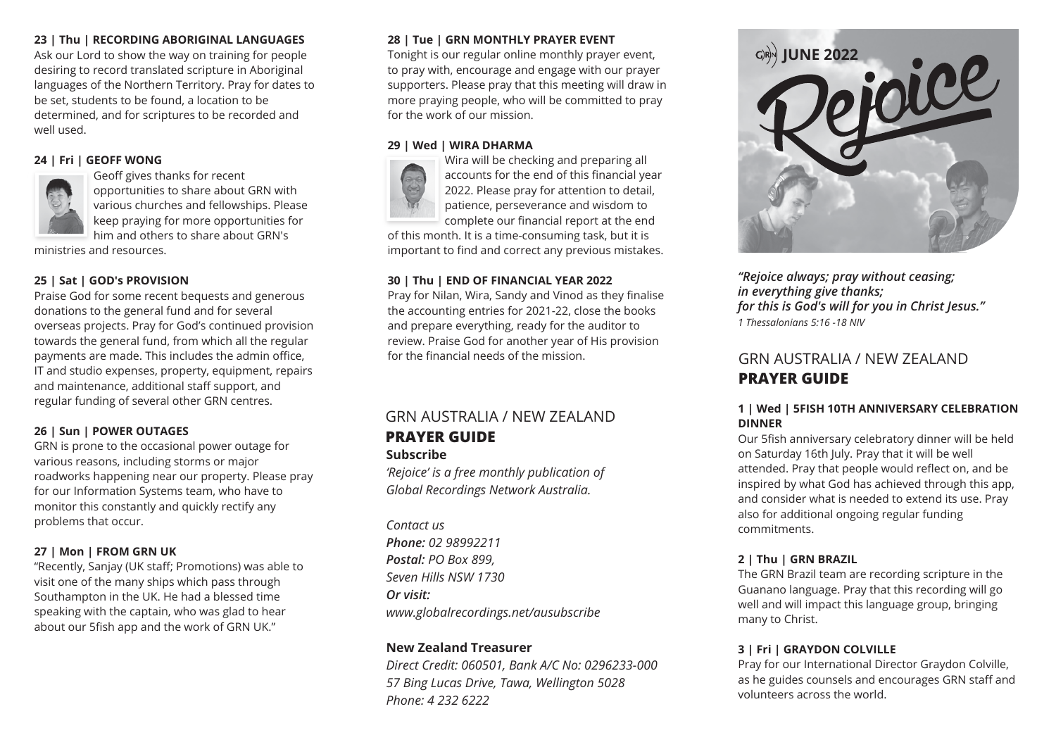**23 | Thu | RECORDING ABORIGINAL LANGUAGES**

Ask our Lord to show the way on training for people desiring to record translated scripture in Aboriginal languages of the Northern Territory. Pray for dates to be set, students to be found, a location to be determined, and for scriptures to be recorded and well used.

**24 | Fri | GEOFF WONG**

Geoff gives thanks for recent opportunities to share about GRN with various churches and fellowships. Please keep praying for more opportunities for him and others to share about GRN's ministries and resources.

**25 | Sat | GOD's PROVISION**

Praise God for some recent bequests and generous donations to the general fund and for several overseas projects. Pray for God's continued provision towards the general fund, from which all the regular payments are made. This includes the admin office, IT and studio expenses, property, equipment, repairs and maintenance, additional staff support, and regular funding of several other GRN centres.

**26 | Sun | POWER OUTAGES**

GRN is prone to the occasional power outage for various reasons, including storms or major roadworks happening near our property. Please pray for our Information Systems team, who have to monitor this constantly and quickly rectify any problems that occur.

**27 | Mon | FROM GRN UK**

"Recently, Sanjay (UK staff; Promotions) was able to visit one of the many ships which pass through Southampton in the UK. He had a blessed time speaking with the captain, who was glad to hear about our 5fish app and the work of GRN UK."

**28 | Tue | GRN MONTHLY PRAYER EVENT**

Tonight is our regular online monthly prayer event, to pray with, encourage and engage with our prayer supporters. Please pray that this meeting will draw in more praying people, who will be committed to pray for the work of our mission.

**29 | Wed | WIRA DHARMA**

Wira will be checking and preparing all accounts for the end of this financial year 2022. Please pray for attention to detail, patience, perseverance and wisdom to complete our financial report at the end of this month. It is a time-consuming task, but it is important to find and correct any previous mistakes.

**30 | Thu | END OF FINANCIAL YEAR 2022**

Pray for Nilan, Wira, Sandy and Vinod as they finalise the accounting entries for 2021-22, close the books and prepare everything, ready for the auditor to review. Praise God for another year of His provision for the financial needs of the mission.

## GRN AUSTRALIA / NEW ZEALAND **PRAYER GUIDE**

**Subscribe**

*'Rejoice' is a free monthly publication of Global Recordings Network Australia.*

*Contact us*
***Phone:*** *02 98992211*
***Postal:*** *PO Box 899, Seven Hills NSW 1730*
***Or visit:***
*www.globalrecordings.net/ausubscribe*

**New Zealand Treasurer**

*Direct Credit: 060501, Bank A/C No: 0296233-000*
*57 Bing Lucas Drive, Tawa, Wellington 5028*
*Phone: 4 232 6222*

**JUNE 2022**

# Rejoice

***"Rejoice always; pray without ceasing; in everything give thanks; for this is God's will for you in Christ Jesus."***
*1 Thessalonians 5:16 -18 NIV*

## GRN AUSTRALIA / NEW ZEALAND **PRAYER GUIDE**

**1 | Wed | 5FISH 10TH ANNIVERSARY CELEBRATION DINNER**

Our 5fish anniversary celebratory dinner will be held on Saturday 16th July. Pray that it will be well attended. Pray that people would reflect on, and be inspired by what God has achieved through this app, and consider what is needed to extend its use. Pray also for additional ongoing regular funding commitments.

**2 | Thu | GRN BRAZIL**

The GRN Brazil team are recording scripture in the Guanano language. Pray that this recording will go well and will impact this language group, bringing many to Christ.

**3 | Fri | GRAYDON COLVILLE**

Pray for our International Director Graydon Colville, as he guides counsels and encourages GRN staff and volunteers across the world.